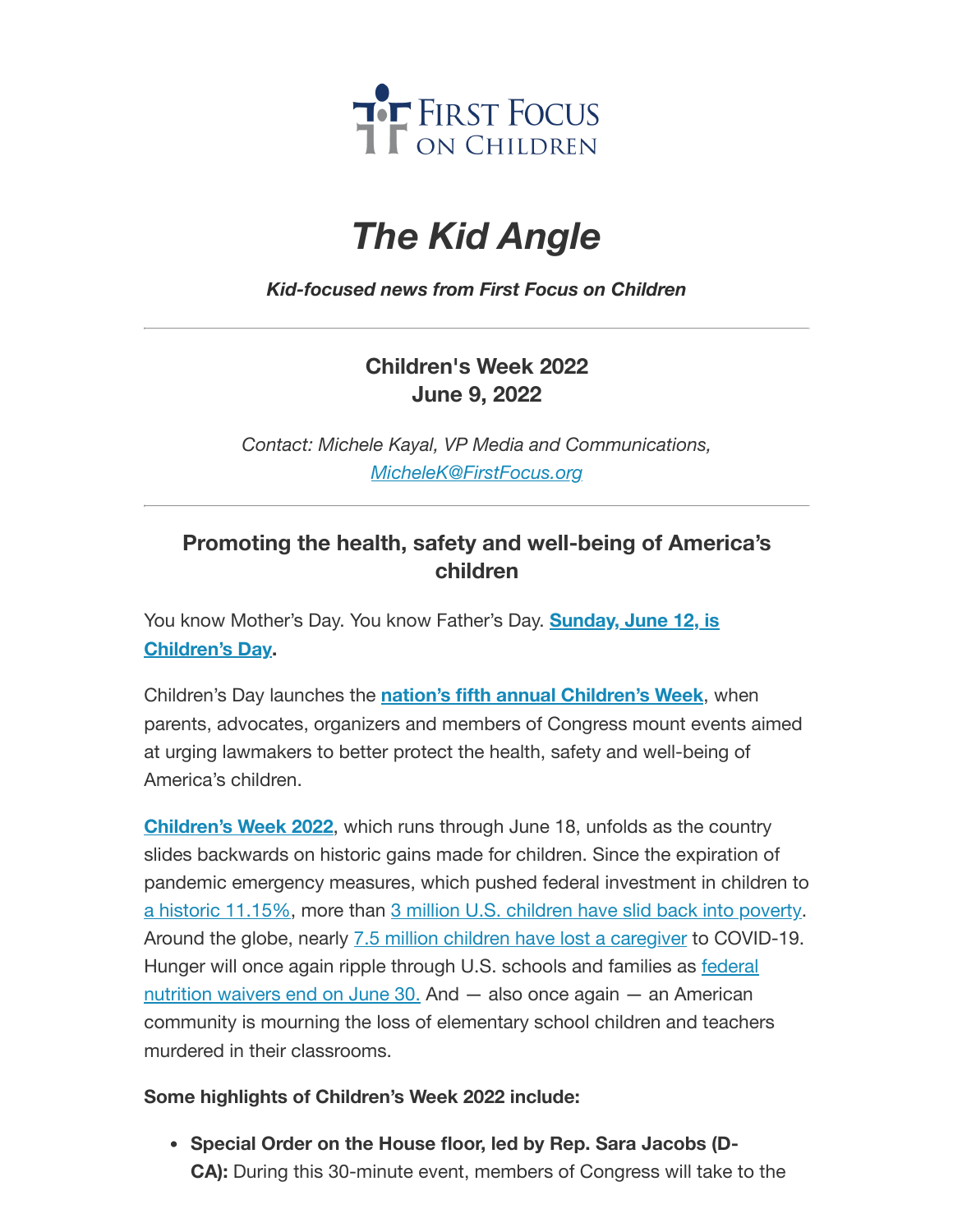FIRST FOCUS ON CHILDREN

# *The Kid Angle*

***Kid-focused news from First Focus on Children***

---

**Children's Week 2022**
**June 9, 2022**

*Contact: Michele Kayal, VP Media and Communications, MicheleK@FirstFocus.org*

---

## Promoting the health, safety and well-being of America's children

You know Mother's Day. You know Father's Day. **Sunday, June 12, is Children's Day.**

Children's Day launches the **nation's fifth annual Children's Week**, when parents, advocates, organizers and members of Congress mount events aimed at urging lawmakers to better protect the health, safety and well-being of America's children.

**Children's Week 2022**, which runs through June 18, unfolds as the country slides backwards on historic gains made for children. Since the expiration of pandemic emergency measures, which pushed federal investment in children to a historic 11.15%, more than 3 million U.S. children have slid back into poverty. Around the globe, nearly 7.5 million children have lost a caregiver to COVID-19. Hunger will once again ripple through U.S. schools and families as federal nutrition waivers end on June 30. And — also once again — an American community is mourning the loss of elementary school children and teachers murdered in their classrooms.

**Some highlights of Children's Week 2022 include:**

- **Special Order on the House floor, led by Rep. Sara Jacobs (D-CA):** During this 30-minute event, members of Congress will take to the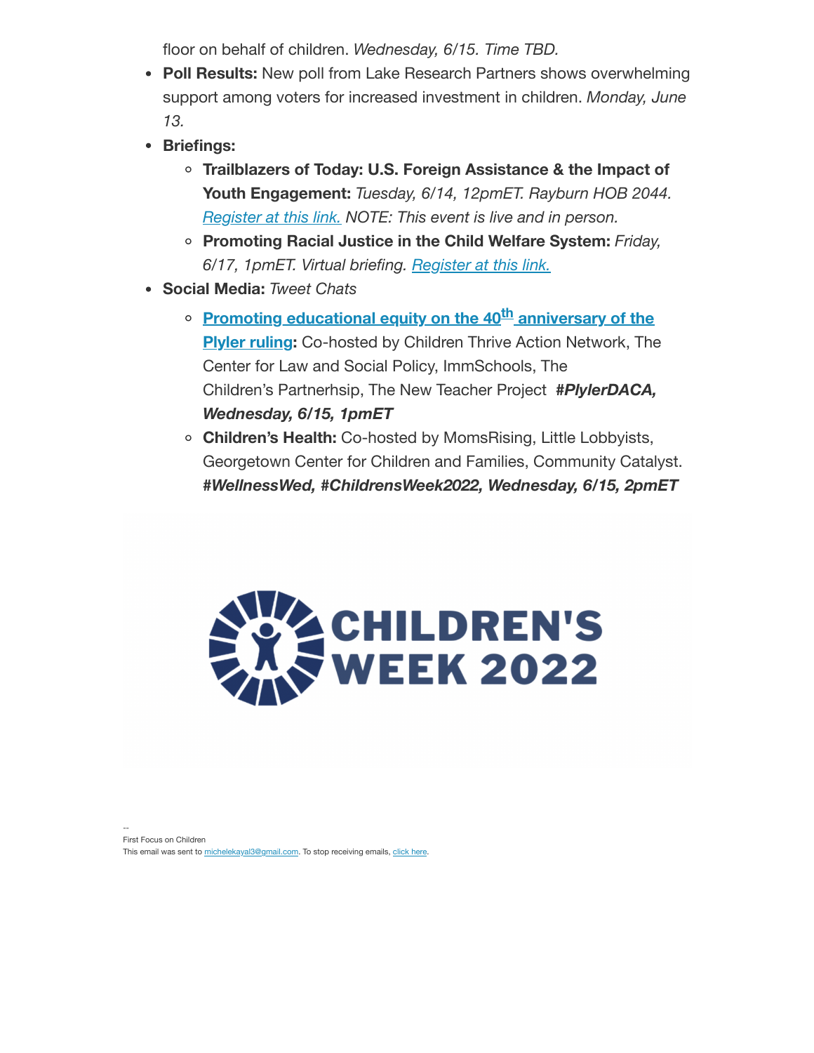floor on behalf of children. *Wednesday, 6/15. Time TBD.*

- **Poll Results:** New poll from Lake Research Partners shows overwhelming support among voters for increased investment in children. *Monday, June 13.*
- **Briefings:**
  - **Trailblazers of Today: U.S. Foreign Assistance & the Impact of Youth Engagement:** *Tuesday, 6/14, 12pmET. Rayburn HOB 2044. Register at this link. NOTE: This event is live and in person.*
  - **Promoting Racial Justice in the Child Welfare System:** *Friday, 6/17, 1pmET. Virtual briefing. Register at this link.*
- **Social Media:** *Tweet Chats*
  - **Promoting educational equity on the 40th anniversary of the Plyler ruling:** Co-hosted by Children Thrive Action Network, The Center for Law and Social Policy, ImmSchools, The Children's Partnerhsip, The New Teacher Project ***#PlylerDACA, Wednesday, 6/15, 1pmET***
  - **Children's Health:** Co-hosted by MomsRising, Little Lobbyists, Georgetown Center for Children and Families, Community Catalyst. ***#WellnessWed, #ChildrensWeek2022, Wednesday, 6/15, 2pmET***

CHILDREN'S WEEK 2022

--
First Focus on Children
This email was sent to michelekayal3@gmail.com. To stop receiving emails, click here.